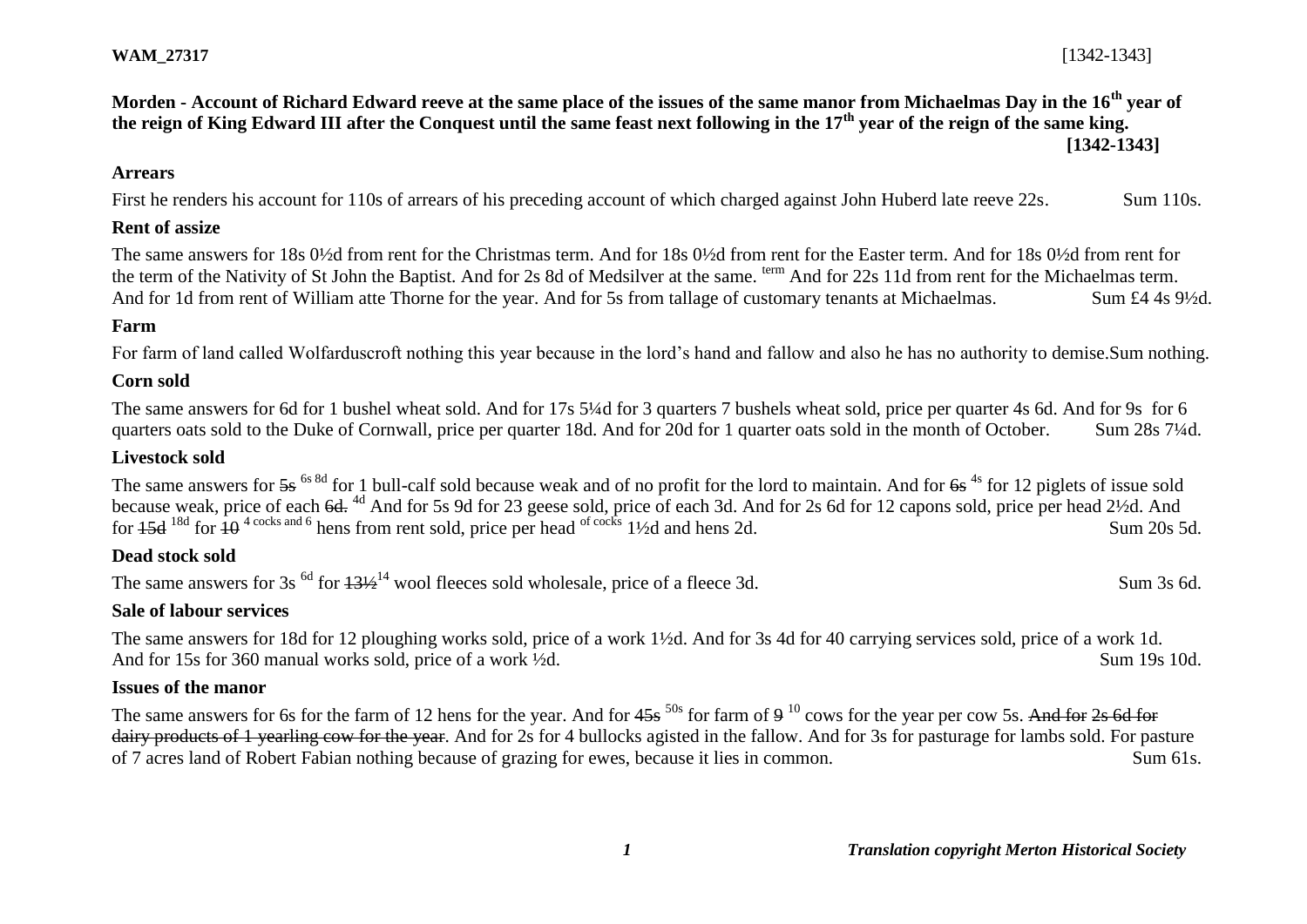**WAM_27317** [1342-1343]

# Morden - Account of Richard Edward reeve at the same place of the issues of the same manor from Michaelmas Day in the 16th year of the reign of King Edward III after the Conquest until the same feast next following in the 17th year of the reign of the same king.

**[1342-1343]**

## Arrears

First he renders his account for 110s of arrears of his preceding account of which charged against John Huberd late reeve 22s. Sum 110s.

## Rent of assize

The same answers for 18s 0½d from rent for the Christmas term. And for 18s 0½d from rent for the Easter term. And for 18s 0½d from rent for the term of the Nativity of St John the Baptist. And for 2s 8d of Medsilver at the same. term And for 22s 11d from rent for the Michaelmas term. And for 1d from rent of William atte Thorne for the year. And for 5s from tallage of customary tenants at Michaelmas. Sum £4 4s 9½d.

## Farm

For farm of land called Wolfarduscroft nothing this year because in the lord's hand and fallow and also he has no authority to demise.Sum nothing.

## Corn sold

The same answers for 6d for 1 bushel wheat sold. And for 17s 5¼d for 3 quarters 7 bushels wheat sold, price per quarter 4s 6d. And for 9s for 6 quarters oats sold to the Duke of Cornwall, price per quarter 18d. And for 20d for 1 quarter oats sold in the month of October. Sum 28s 7¼d.

## Livestock sold

The same answers for ~~5s~~ 6s 8d for 1 bull-calf sold because weak and of no profit for the lord to maintain. And for ~~6s~~ 4s for 12 piglets of issue sold because weak, price of each ~~6d.~~ 4d And for 5s 9d for 23 geese sold, price of each 3d. And for 2s 6d for 12 capons sold, price per head 2½d. And for ~~15d~~ 18d for ~~10~~ 4 cocks and 6 hens from rent sold, price per head of cocks 1½d and hens 2d. Sum 20s 5d.

## Dead stock sold

The same answers for 3s 6d for ~~13½~~ 14 wool fleeces sold wholesale, price of a fleece 3d. Sum 3s 6d.

## Sale of labour services

The same answers for 18d for 12 ploughing works sold, price of a work 1½d. And for 3s 4d for 40 carrying services sold, price of a work 1d. And for 15s for 360 manual works sold, price of a work ½d. Sum 19s 10d.

## Issues of the manor

The same answers for 6s for the farm of 12 hens for the year. And for ~~45s~~ 50s for farm of ~~9~~ 10 cows for the year per cow 5s. ~~And for 2s 6d for dairy products of 1 yearling cow for the year~~. And for 2s for 4 bullocks agisted in the fallow. And for 3s for pasturage for lambs sold. For pasture of 7 acres land of Robert Fabian nothing because of grazing for ewes, because it lies in common. Sum 61s.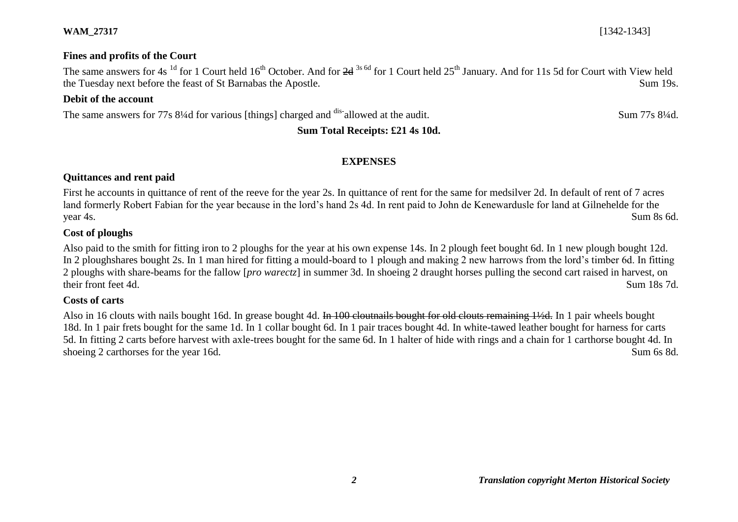**Fines and profits of the Court**

The same answers for 4s [1d] for 1 Court held 16th October. And for ~~2d~~ [3s 6d] for 1 Court held 25th January. And for 11s 5d for Court with View held the Tuesday next before the feast of St Barnabas the Apostle. Sum 19s.

**Debit of the account**

The same answers for 77s 8¼d for various [things] charged and [dis-]allowed at the audit. Sum 77s 8¼d.

**Sum Total Receipts: £21 4s 10d.**

**EXPENSES**

**Quittances and rent paid**

First he accounts in quittance of rent of the reeve for the year 2s. In quittance of rent for the same for medsilver 2d. In default of rent of 7 acres land formerly Robert Fabian for the year because in the lord's hand 2s 4d. In rent paid to John de Kenewardusle for land at Gilnehelde for the year 4s. Sum 8s 6d.

**Cost of ploughs**

Also paid to the smith for fitting iron to 2 ploughs for the year at his own expense 14s. In 2 plough feet bought 6d. In 1 new plough bought 12d. In 2 ploughshares bought 2s. In 1 man hired for fitting a mould-board to 1 plough and making 2 new harrows from the lord's timber 6d. In fitting 2 ploughs with share-beams for the fallow [*pro warectz*] in summer 3d. In shoeing 2 draught horses pulling the second cart raised in harvest, on their front feet 4d. Sum 18s 7d.

**Costs of carts**

Also in 16 clouts with nails bought 16d. In grease bought 4d. ~~In 100 cloutnails bought for old clouts remaining 1½d.~~ In 1 pair wheels bought 18d. In 1 pair frets bought for the same 1d. In 1 collar bought 6d. In 1 pair traces bought 4d. In white-tawed leather bought for harness for carts 5d. In fitting 2 carts before harvest with axle-trees bought for the same 6d. In 1 halter of hide with rings and a chain for 1 carthorse bought 4d. In shoeing 2 carthorses for the year 16d. Sum 6s 8d.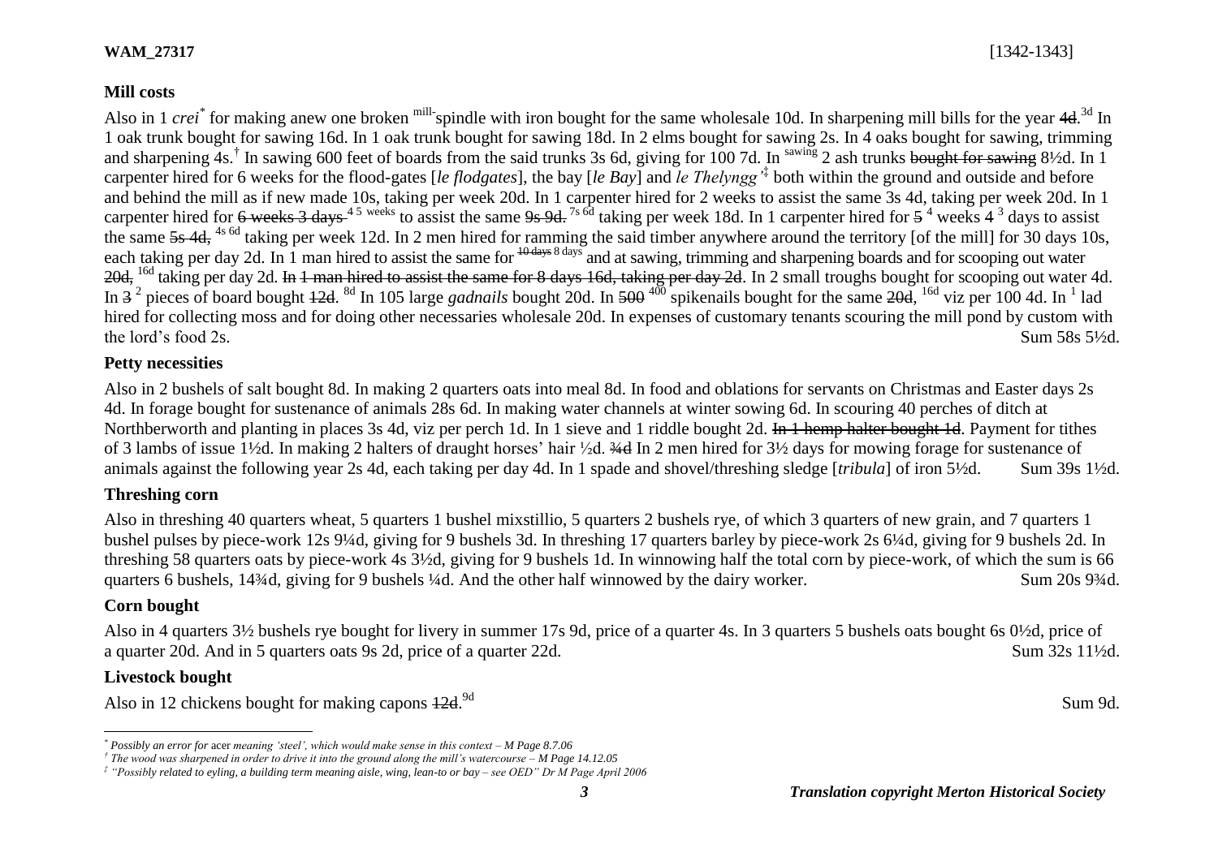**Mill costs**

Also in 1 *crei*[*] for making anew one broken [mill-]spindle with iron bought for the same wholesale 10d. In sharpening mill bills for the year ~~4d~~.[3d] In 1 oak trunk bought for sawing 16d. In 1 oak trunk bought for sawing 18d. In 2 elms bought for sawing 2s. In 4 oaks bought for sawing, trimming and sharpening 4s.[†] In sawing 600 feet of boards from the said trunks 3s 6d, giving for 100 7d. In [sawing] 2 ash trunks ~~bought for sawing~~ 8½d. In 1 carpenter hired for 6 weeks for the flood-gates [*le flodgates*], the bay [*le Bay*] and *le Thelyngg'*[‡] both within the ground and outside and before and behind the mill as if new made 10s, taking per week 20d. In 1 carpenter hired for 2 weeks to assist the same 3s 4d, taking per week 20d. In 1 carpenter hired for ~~6 weeks 3 days~~ [4 5 weeks] to assist the same ~~9s 9d.~~ [7s 6d] taking per week 18d. In 1 carpenter hired for ~~5~~ [4] weeks 4 [3] days to assist the same ~~5s 4d,~~ [4s 6d] taking per week 12d. In 2 men hired for ramming the said timber anywhere around the territory [of the mill] for 30 days 10s, each taking per day 2d. In 1 man hired to assist the same for ~~10 days~~ [8 days] and at sawing, trimming and sharpening boards and for scooping out water ~~20d,~~ [16d] taking per day 2d. ~~In 1 man hired to assist the same for 8 days 16d, taking per day 2d~~. In 2 small troughs bought for scooping out water 4d. In ~~3~~ [2] pieces of board bought ~~12d~~. [8d] In 105 large *gadnails* bought 20d. In ~~500~~ [400] spikenails bought for the same ~~20d~~, [16d] viz per 100 4d. In [1] lad hired for collecting moss and for doing other necessaries wholesale 20d. In expenses of customary tenants scouring the mill pond by custom with the lord's food 2s. Sum 58s 5½d.

**Petty necessities**

Also in 2 bushels of salt bought 8d. In making 2 quarters oats into meal 8d. In food and oblations for servants on Christmas and Easter days 2s 4d. In forage bought for sustenance of animals 28s 6d. In making water channels at winter sowing 6d. In scouring 40 perches of ditch at Northberworth and planting in places 3s 4d, viz per perch 1d. In 1 sieve and 1 riddle bought 2d. ~~In 1 hemp halter bought 1d~~. Payment for tithes of 3 lambs of issue 1½d. In making 2 halters of draught horses' hair ½d. ~~¾d~~ In 2 men hired for 3½ days for mowing forage for sustenance of animals against the following year 2s 4d, each taking per day 4d. In 1 spade and shovel/threshing sledge [*tribula*] of iron 5½d. Sum 39s 1½d.

**Threshing corn**

Also in threshing 40 quarters wheat, 5 quarters 1 bushel mixstillio, 5 quarters 2 bushels rye, of which 3 quarters of new grain, and 7 quarters 1 bushel pulses by piece-work 12s 9¼d, giving for 9 bushels 3d. In threshing 17 quarters barley by piece-work 2s 6¼d, giving for 9 bushels 2d. In threshing 58 quarters oats by piece-work 4s 3½d, giving for 9 bushels 1d. In winnowing half the total corn by piece-work, of which the sum is 66 quarters 6 bushels, 14¾d, giving for 9 bushels ¼d. And the other half winnowed by the dairy worker. Sum 20s 9¾d.

**Corn bought**

Also in 4 quarters 3½ bushels rye bought for livery in summer 17s 9d, price of a quarter 4s. In 3 quarters 5 bushels oats bought 6s 0½d, price of a quarter 20d. And in 5 quarters oats 9s 2d, price of a quarter 22d. Sum 32s 11½d.

**Livestock bought**

Also in 12 chickens bought for making capons ~~12d~~.[9d] Sum 9d.

---

[*] *Possibly an error for* acer *meaning 'steel', which would make sense in this context – M Page 8.7.06*

[†] *The wood was sharpened in order to drive it into the ground along the mill's watercourse – M Page 14.12.05*

[‡] *"Possibly related to eyling, a building term meaning aisle, wing, lean-to or bay – see OED" Dr M Page April 2006*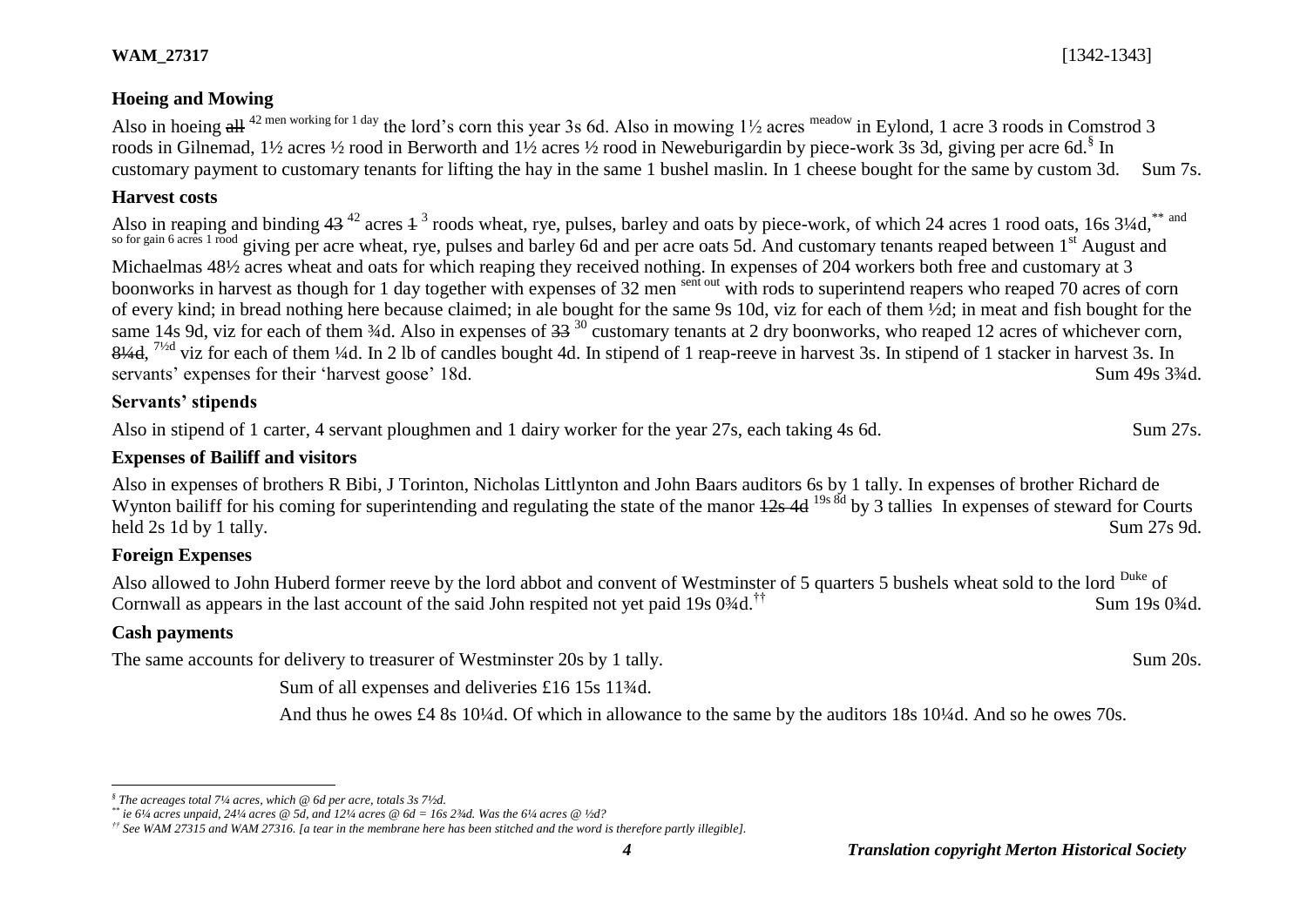### Hoeing and Mowing

Also in hoeing ~~all~~ 42 men working for 1 day the lord's corn this year 3s 6d. Also in mowing 1½ acres meadow in Eylond, 1 acre 3 roods in Comstrod 3 roods in Gilnemad, 1½ acres ½ rood in Berworth and 1½ acres ½ rood in Neweburigardin by piece-work 3s 3d, giving per acre 6d.[§] In customary payment to customary tenants for lifting the hay in the same 1 bushel maslin. In 1 cheese bought for the same by custom 3d. Sum 7s.

### Harvest costs

Also in reaping and binding ~~43~~ 42 acres ~~1~~ 3 roods wheat, rye, pulses, barley and oats by piece-work, of which 24 acres 1 rood oats, 16s 3¼d,[**] and so for gain 6 acres 1 rood giving per acre wheat, rye, pulses and barley 6d and per acre oats 5d. And customary tenants reaped between 1st August and Michaelmas 48½ acres wheat and oats for which reaping they received nothing. In expenses of 204 workers both free and customary at 3 boonworks in harvest as though for 1 day together with expenses of 32 men sent out with rods to superintend reapers who reaped 70 acres of corn of every kind; in bread nothing here because claimed; in ale bought for the same 9s 10d, viz for each of them ½d; in meat and fish bought for the same 14s 9d, viz for each of them ¾d. Also in expenses of ~~33~~ 30 customary tenants at 2 dry boonworks, who reaped 12 acres of whichever corn, ~~8¼d~~, 7½d viz for each of them ¼d. In 2 lb of candles bought 4d. In stipend of 1 reap-reeve in harvest 3s. In stipend of 1 stacker in harvest 3s. In servants' expenses for their 'harvest goose' 18d. Sum 49s 3¾d.

### Servants' stipends

Also in stipend of 1 carter, 4 servant ploughmen and 1 dairy worker for the year 27s, each taking 4s 6d. Sum 27s.

### Expenses of Bailiff and visitors

Also in expenses of brothers R Bibi, J Torinton, Nicholas Littlynton and John Baars auditors 6s by 1 tally. In expenses of brother Richard de Wynton bailiff for his coming for superintending and regulating the state of the manor ~~12s 4d~~ 19s 8d by 3 tallies In expenses of steward for Courts held 2s 1d by 1 tally. Sum 27s 9d.

### Foreign Expenses

Also allowed to John Huberd former reeve by the lord abbot and convent of Westminster of 5 quarters 5 bushels wheat sold to the lord Duke of Cornwall as appears in the last account of the said John respited not yet paid 19s 0¾d.[††] Sum 19s 0¾d.

### Cash payments

The same accounts for delivery to treasurer of Westminster 20s by 1 tally. Sum 20s.

Sum of all expenses and deliveries £16 15s 11¾d.

And thus he owes £4 8s 10¼d. Of which in allowance to the same by the auditors 18s 10¼d. And so he owes 70s.

---

*[§] The acreages total 7¼ acres, which @ 6d per acre, totals 3s 7½d.*

*[**] ie 6¼ acres unpaid, 24¼ acres @ 5d, and 12¼ acres @ 6d = 16s 2¾d. Was the 6¼ acres @ ½d?*

*[††] See WAM 27315 and WAM 27316. [a tear in the membrane here has been stitched and the word is therefore partly illegible].*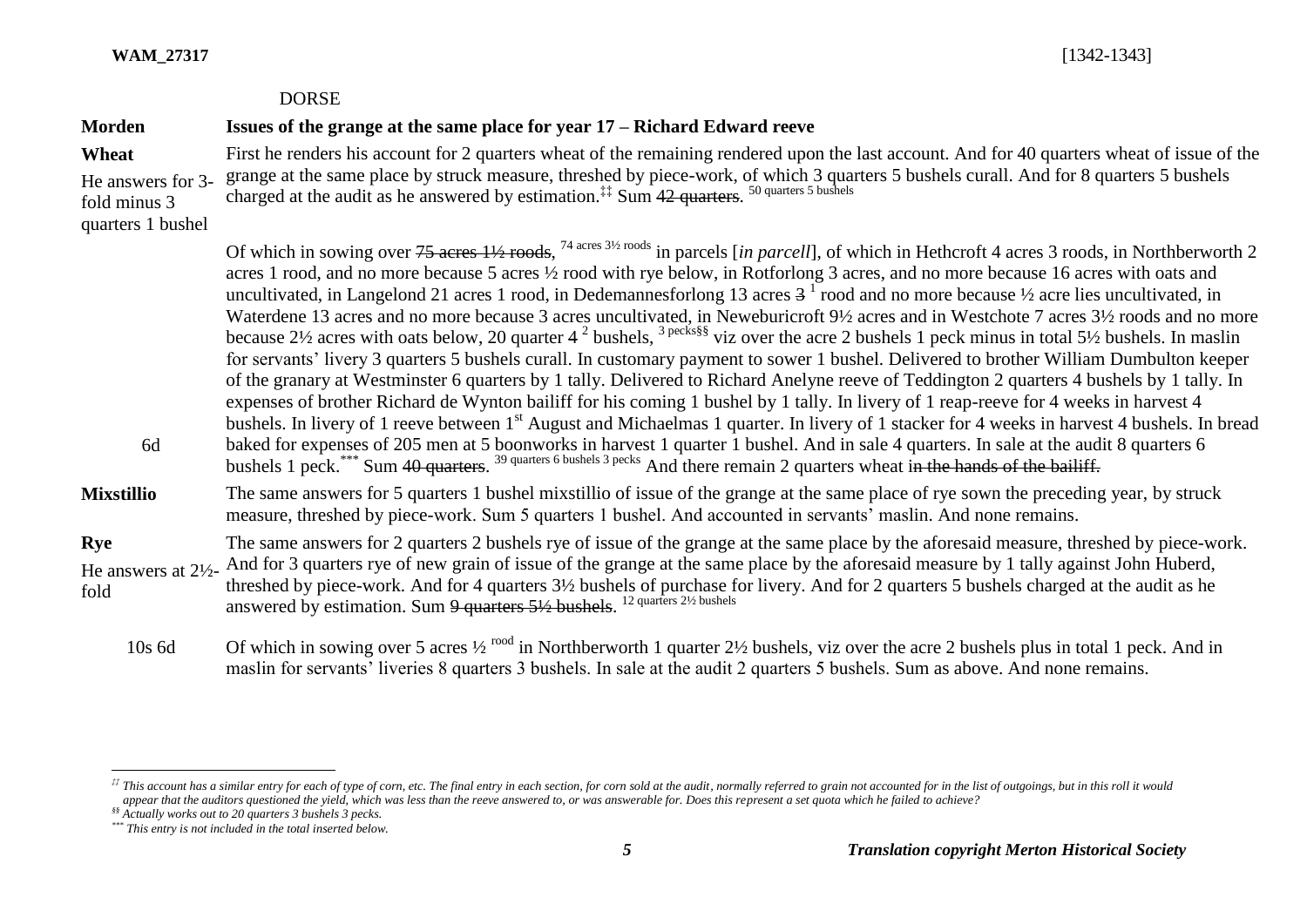DORSE

**Morden** — **Issues of the grange at the same place for year 17 – Richard Edward reeve**

**Wheat**

He answers for 3-fold minus 3 quarters 1 bushel

First he renders his account for 2 quarters wheat of the remaining rendered upon the last account. And for 40 quarters wheat of issue of the grange at the same place by struck measure, threshed by piece-work, of which 3 quarters 5 bushels curall. And for 8 quarters 5 bushels charged at the audit as he answered by estimation.[‡‡] Sum ~~42 quarters~~. [50 quarters 5 bushels]

Of which in sowing over ~~75 acres 1½ roods~~, [74 acres 3½ roods] in parcels [*in parcell*], of which in Hethcroft 4 acres 3 roods, in Northberworth 2 acres 1 rood, and no more because 5 acres ½ rood with rye below, in Rotforlong 3 acres, and no more because 16 acres with oats and uncultivated, in Langelond 21 acres 1 rood, in Dedemannesforlong 13 acres ~~3~~ [1] rood and no more because ½ acre lies uncultivated, in Waterdene 13 acres and no more because 3 acres uncultivated, in Neweburicroft 9½ acres and in Westchote 7 acres 3½ roods and no more because 2½ acres with oats below, 20 quarter 4 [2] bushels, [3 pecks][§§] viz over the acre 2 bushels 1 peck minus in total 5½ bushels. In maslin for servants' livery 3 quarters 5 bushels curall. In customary payment to sower 1 bushel. Delivered to brother William Dumbulton keeper of the granary at Westminster 6 quarters by 1 tally. Delivered to Richard Anelyne reeve of Teddington 2 quarters 4 bushels by 1 tally. In expenses of brother Richard de Wynton bailiff for his coming 1 bushel by 1 tally. In livery of 1 reap-reeve for 4 weeks in harvest 4 bushels. In livery of 1 reeve between 1st August and Michaelmas 1 quarter. In livery of 1 stacker for 4 weeks in harvest 4 bushels. In bread baked for expenses of 205 men at 5 boonworks in harvest 1 quarter 1 bushel. And in sale 4 quarters. In sale at the audit 8 quarters 6 bushels 1 peck.[***] Sum ~~40 quarters~~. [39 quarters 6 bushels 3 pecks] And there remain 2 quarters wheat ~~in the hands of the bailiff.~~

6d

**Mixstillio**

The same answers for 5 quarters 1 bushel mixstillio of issue of the grange at the same place of rye sown the preceding year, by struck measure, threshed by piece-work. Sum 5 quarters 1 bushel. And accounted in servants' maslin. And none remains.

**Rye**

He answers at 2½-fold

The same answers for 2 quarters 2 bushels rye of issue of the grange at the same place by the aforesaid measure, threshed by piece-work. And for 3 quarters rye of new grain of issue of the grange at the same place by the aforesaid measure by 1 tally against John Huberd, threshed by piece-work. And for 4 quarters 3½ bushels of purchase for livery. And for 2 quarters 5 bushels charged at the audit as he answered by estimation. Sum ~~9 quarters 5½ bushels~~. [12 quarters 2½ bushels]

10s 6d

Of which in sowing over 5 acres ½ [rood] in Northberworth 1 quarter 2½ bushels, viz over the acre 2 bushels plus in total 1 peck. And in maslin for servants' liveries 8 quarters 3 bushels. In sale at the audit 2 quarters 5 bushels. Sum as above. And none remains.

---

[‡‡] *This account has a similar entry for each of type of corn, etc. The final entry in each section, for corn sold at the audit, normally referred to grain not accounted for in the list of outgoings, but in this roll it would appear that the auditors questioned the yield, which was less than the reeve answered to, or was answerable for. Does this represent a set quota which he failed to achieve?*

[§§] *Actually works out to 20 quarters 3 bushels 3 pecks.*

[***] *This entry is not included in the total inserted below.*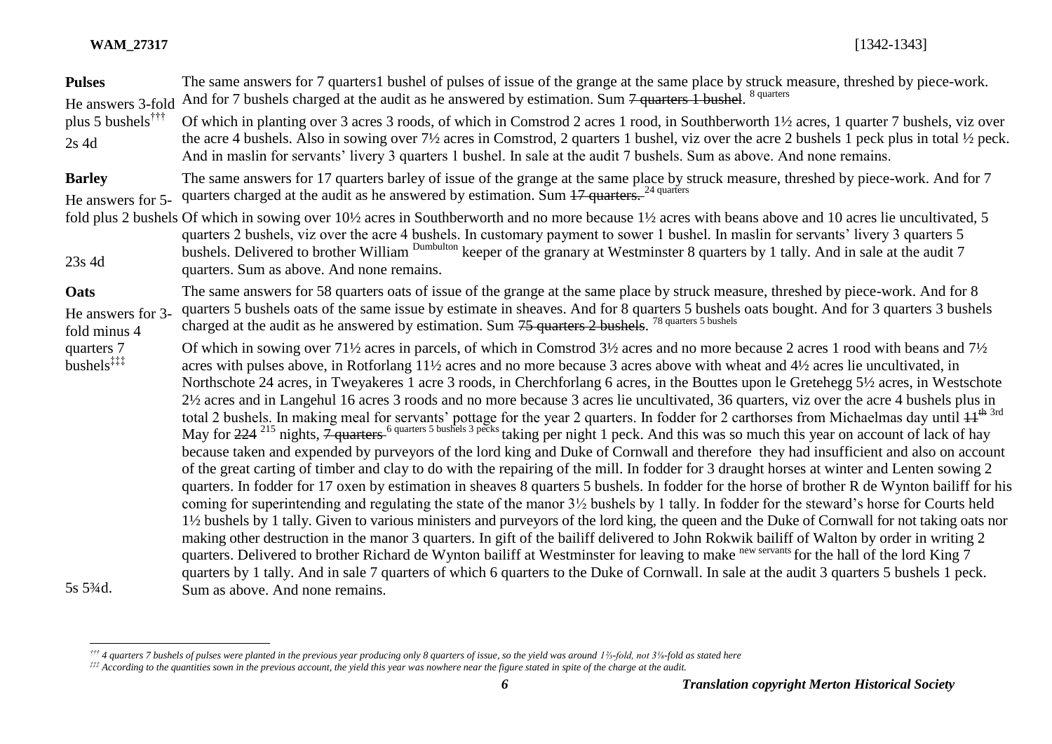**Pulses**

He answers 3-fold plus 5 bushels[†††]

2s 4d

The same answers for 7 quarters1 bushel of pulses of issue of the grange at the same place by struck measure, threshed by piece-work. And for 7 bushels charged at the audit as he answered by estimation. Sum ~~7 quarters 1 bushel~~. [8 quarters]

Of which in planting over 3 acres 3 roods, of which in Comstrod 2 acres 1 rood, in Southberworth 1½ acres, 1 quarter 7 bushels, viz over the acre 4 bushels. Also in sowing over 7½ acres in Comstrod, 2 quarters 1 bushel, viz over the acre 2 bushels 1 peck plus in total ½ peck. And in maslin for servants' livery 3 quarters 1 bushel. In sale at the audit 7 bushels. Sum as above. And none remains.

**Barley**

He answers for 5-fold plus 2 bushels

23s 4d

The same answers for 17 quarters barley of issue of the grange at the same place by struck measure, threshed by piece-work. And for 7 quarters charged at the audit as he answered by estimation. Sum ~~17 quarters.~~ [24 quarters]

Of which in sowing over 10½ acres in Southberworth and no more because 1½ acres with beans above and 10 acres lie uncultivated, 5 quarters 2 bushels, viz over the acre 4 bushels. In customary payment to sower 1 bushel. In maslin for servants' livery 3 quarters 5 bushels. Delivered to brother William [Dumbulton] keeper of the granary at Westminster 8 quarters by 1 tally. And in sale at the audit 7 quarters. Sum as above. And none remains.

**Oats**

He answers for 3-fold minus 4 quarters 7 bushels[‡‡‡]

5s 5¾d.

The same answers for 58 quarters oats of issue of the grange at the same place by struck measure, threshed by piece-work. And for 8 quarters 5 bushels oats of the same issue by estimate in sheaves. And for 8 quarters 5 bushels oats bought. And for 3 quarters 3 bushels charged at the audit as he answered by estimation. Sum ~~75 quarters 2 bushels~~. [78 quarters 5 bushels]

Of which in sowing over 71½ acres in parcels, of which in Comstrod 3½ acres and no more because 2 acres 1 rood with beans and 7½ acres with pulses above, in Rotforlang 11½ acres and no more because 3 acres above with wheat and 4½ acres lie uncultivated, in Northschote 24 acres, in Tweyakeres 1 acre 3 roods, in Cherchforlang 6 acres, in the Bouttes upon le Gretehegg 5½ acres, in Westschote 2½ acres and in Langehul 16 acres 3 roods and no more because 3 acres lie uncultivated, 36 quarters, viz over the acre 4 bushels plus in total 2 bushels. In making meal for servants' pottage for the year 2 quarters. In fodder for 2 carthorses from Michaelmas day until ~~11th~~ [3rd] May for ~~224~~ [215] nights, ~~7 quarters~~ [6 quarters 5 bushels 3 pecks] taking per night 1 peck. And this was so much this year on account of lack of hay because taken and expended by purveyors of the lord king and Duke of Cornwall and therefore they had insufficient and also on account of the great carting of timber and clay to do with the repairing of the mill. In fodder for 3 draught horses at winter and Lenten sowing 2 quarters. In fodder for 17 oxen by estimation in sheaves 8 quarters 5 bushels. In fodder for the horse of brother R de Wynton bailiff for his coming for superintending and regulating the state of the manor 3½ bushels by 1 tally. In fodder for the steward's horse for Courts held 1½ bushels by 1 tally. Given to various ministers and purveyors of the lord king, the queen and the Duke of Cornwall for not taking oats nor making other destruction in the manor 3 quarters. In gift of the bailiff delivered to John Rokwik bailiff of Walton by order in writing 2 quarters. Delivered to brother Richard de Wynton bailiff at Westminster for leaving to make [new servants] for the hall of the lord King 7 quarters by 1 tally. And in sale 7 quarters of which 6 quarters to the Duke of Cornwall. In sale at the audit 3 quarters 5 bushels 1 peck. Sum as above. And none remains.

---

[†††] *4 quarters 7 bushels of pulses were planted in the previous year producing only 8 quarters of issue, so the yield was around 1⅔-fold, not 3⅛-fold as stated here*

[‡‡‡] *According to the quantities sown in the previous account, the yield this year was nowhere near the figure stated in spite of the charge at the audit.*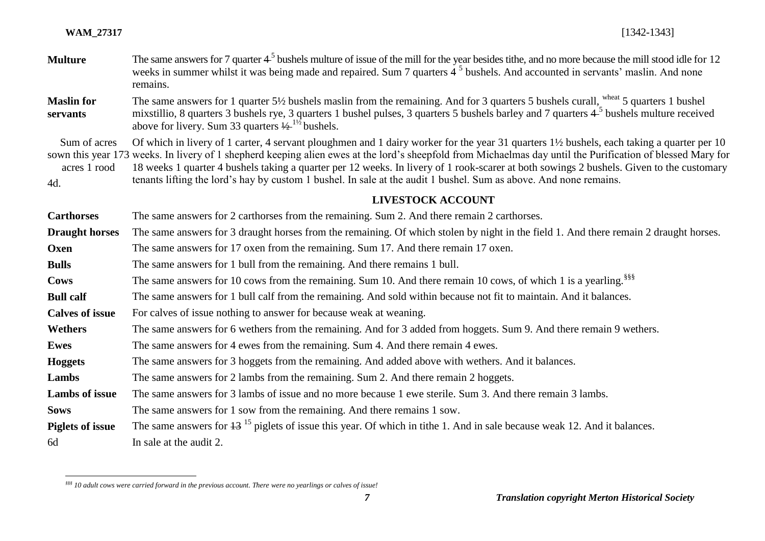**Multulture** is not right; careful.

| | |
|---|---|
| **Multure** | The same answers for 7 quarter ~~4~~ [5] bushels multure of issue of the mill for the year besides tithe, and no more because the mill stood idle for 12 weeks in summer whilst it was being made and repaired. Sum 7 quarters 4 [5] bushels. And accounted in servants' maslin. And none remains. |
| **Maslin for servants** | The same answers for 1 quarter 5½ bushels maslin from the remaining. And for 3 quarters 5 bushels curall, [wheat] 5 quarters 1 bushel mixstillio, 8 quarters 3 bushels rye, 3 quarters 1 bushel pulses, 3 quarters 5 bushels barley and 7 quarters ~~4~~ [5] bushels multure received above for livery. Sum 33 quarters ~~½~~ [1½] bushels. |
| Sum of acres sown this year 173 acres 1 rood 4d. | Of which in livery of 1 carter, 4 servant ploughmen and 1 dairy worker for the year 31 quarters 1½ bushels, each taking a quarter per 10 weeks. In livery of 1 shepherd keeping alien ewes at the lord's sheepfold from Michaelmas day until the Purification of blessed Mary for 18 weeks 1 quarter 4 bushels taking a quarter per 12 weeks. In livery of 1 rook-scarer at both sowings 2 bushels. Given to the customary tenants lifting the lord's hay by custom 1 bushel. In sale at the audit 1 bushel. Sum as above. And none remains. |

## LIVESTOCK ACCOUNT

| | |
|---|---|
| **Carthorses** | The same answers for 2 carthorses from the remaining. Sum 2. And there remain 2 carthorses. |
| **Draught horses** | The same answers for 3 draught horses from the remaining. Of which stolen by night in the field 1. And there remain 2 draught horses. |
| **Oxen** | The same answers for 17 oxen from the remaining. Sum 17. And there remain 17 oxen. |
| **Bulls** | The same answers for 1 bull from the remaining. And there remains 1 bull. |
| **Cows** | The same answers for 10 cows from the remaining. Sum 10. And there remain 10 cows, of which 1 is a yearling.[§§§] |
| **Bull calf** | The same answers for 1 bull calf from the remaining. And sold within because not fit to maintain. And it balances. |
| **Calves of issue** | For calves of issue nothing to answer for because weak at weaning. |
| **Wethers** | The same answers for 6 wethers from the remaining. And for 3 added from hoggets. Sum 9. And there remain 9 wethers. |
| **Ewes** | The same answers for 4 ewes from the remaining. Sum 4. And there remain 4 ewes. |
| **Hoggets** | The same answers for 3 hoggets from the remaining. And added above with wethers. And it balances. |
| **Lambs** | The same answers for 2 lambs from the remaining. Sum 2. And there remain 2 hoggets. |
| **Lambs of issue** | The same answers for 3 lambs of issue and no more because 1 ewe sterile. Sum 3. And there remain 3 lambs. |
| **Sows** | The same answers for 1 sow from the remaining. And there remains 1 sow. |
| **Piglets of issue** | The same answers for ~~13~~ [15] piglets of issue this year. Of which in tithe 1. And in sale because weak 12. And it balances. |
| 6d | In sale at the audit 2. |

[§§§] *10 adult cows were carried forward in the previous account. There were no yearlings or calves of issue!*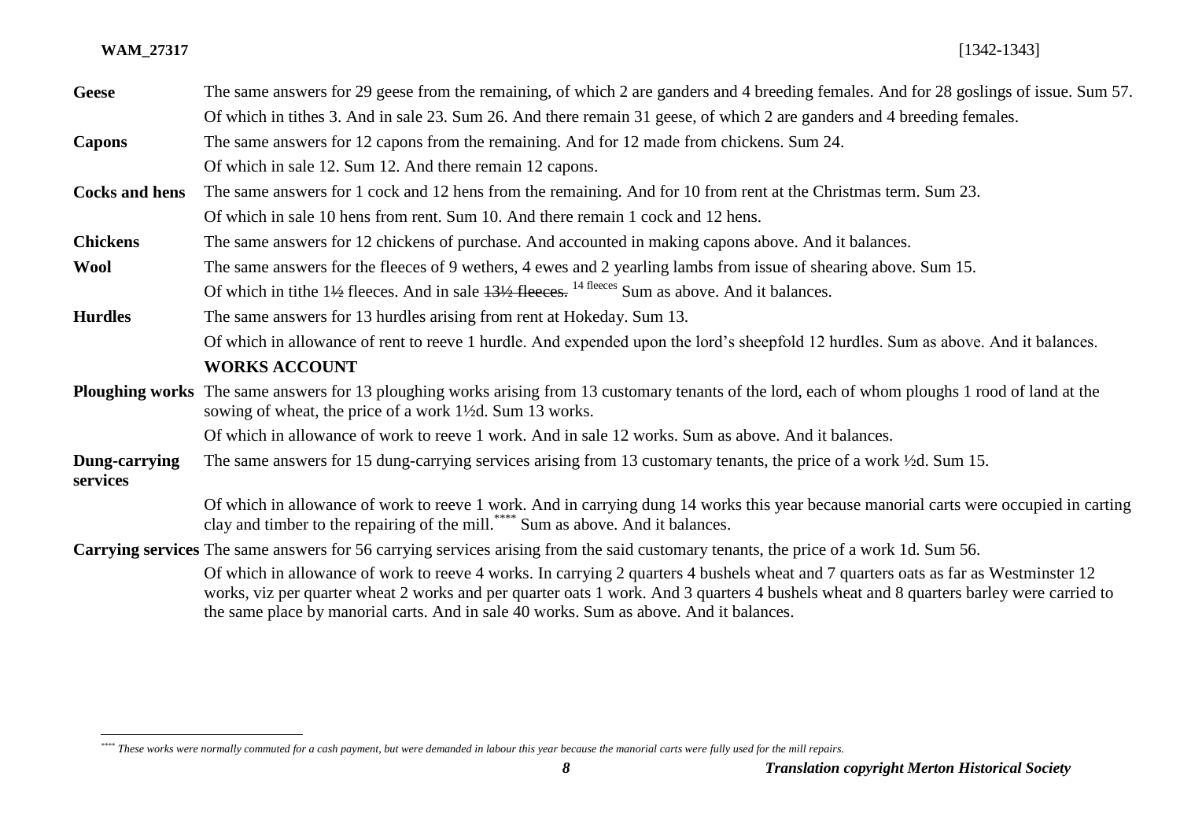| | |
|---|---|
| **Geese** | The same answers for 29 geese from the remaining, of which 2 are ganders and 4 breeding females. And for 28 goslings of issue. Sum 57. |
| | Of which in tithes 3. And in sale 23. Sum 26. And there remain 31 geese, of which 2 are ganders and 4 breeding females. |
| **Capons** | The same answers for 12 capons from the remaining. And for 12 made from chickens. Sum 24. |
| | Of which in sale 12. Sum 12. And there remain 12 capons. |
| **Cocks and hens** | The same answers for 1 cock and 12 hens from the remaining. And for 10 from rent at the Christmas term. Sum 23. |
| | Of which in sale 10 hens from rent. Sum 10. And there remain 1 cock and 12 hens. |
| **Chickens** | The same answers for 12 chickens of purchase. And accounted in making capons above. And it balances. |
| **Wool** | The same answers for the fleeces of 9 wethers, 4 ewes and 2 yearling lambs from issue of shearing above. Sum 15. |
| | Of which in tithe 1½ fleeces. And in sale ~~13½ fleeces.~~ 14 fleeces Sum as above. And it balances. |
| **Hurdles** | The same answers for 13 hurdles arising from rent at Hokeday. Sum 13. |
| | Of which in allowance of rent to reeve 1 hurdle. And expended upon the lord's sheepfold 12 hurdles. Sum as above. And it balances. |
| | **WORKS ACCOUNT** |
| **Ploughing works** | The same answers for 13 ploughing works arising from 13 customary tenants of the lord, each of whom ploughs 1 rood of land at the sowing of wheat, the price of a work 1½d. Sum 13 works. |
| | Of which in allowance of work to reeve 1 work. And in sale 12 works. Sum as above. And it balances. |
| **Dung-carrying services** | The same answers for 15 dung-carrying services arising from 13 customary tenants, the price of a work ½d. Sum 15. |
| | Of which in allowance of work to reeve 1 work. And in carrying dung 14 works this year because manorial carts were occupied in carting clay and timber to the repairing of the mill.[****] Sum as above. And it balances. |
| **Carrying services** | The same answers for 56 carrying services arising from the said customary tenants, the price of a work 1d. Sum 56. |
| | Of which in allowance of work to reeve 4 works. In carrying 2 quarters 4 bushels wheat and 7 quarters oats as far as Westminster 12 works, viz per quarter wheat 2 works and per quarter oats 1 work. And 3 quarters 4 bushels wheat and 8 quarters barley were carried to the same place by manorial carts. And in sale 40 works. Sum as above. And it balances. |

[****] *These works were normally commuted for a cash payment, but were demanded in labour this year because the manorial carts were fully used for the mill repairs.*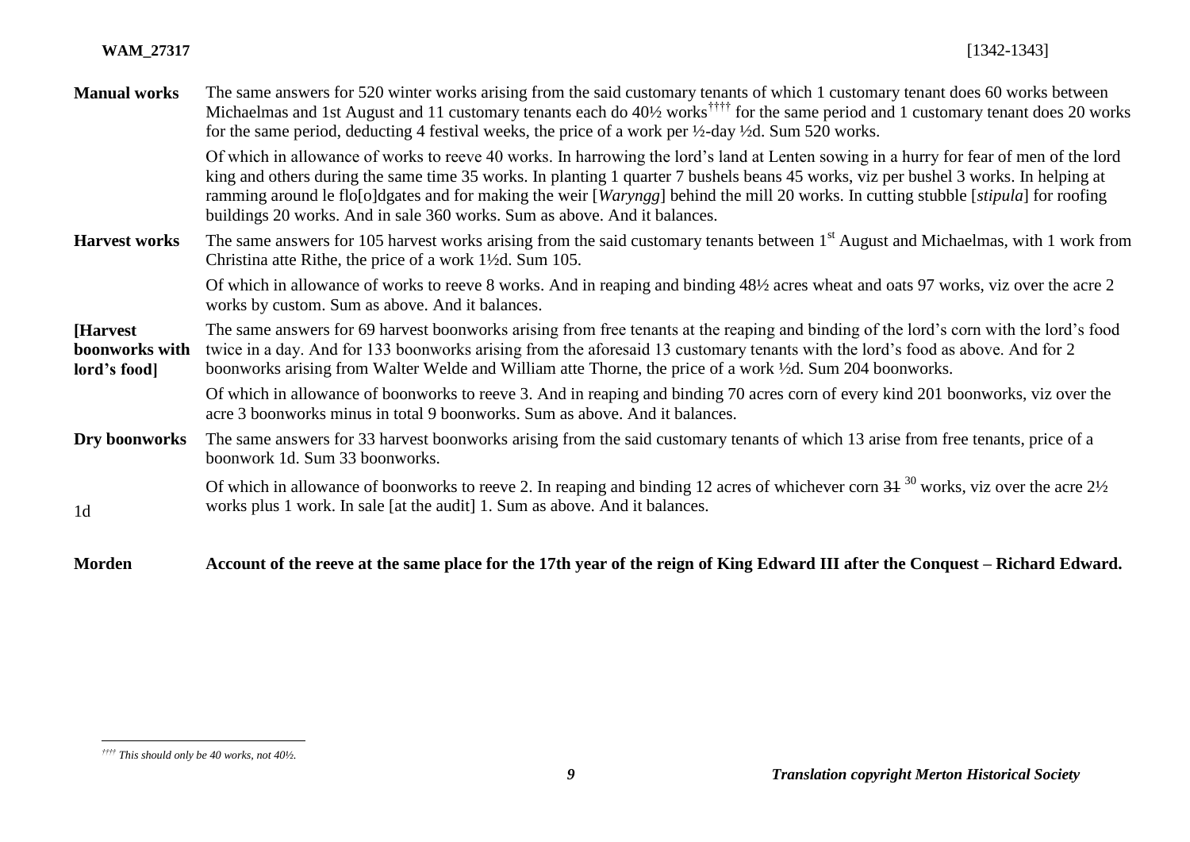**WAM_27317** [1342-1343]

| | |
|---|---|
| **Manual works** | The same answers for 520 winter works arising from the said customary tenants of which 1 customary tenant does 60 works between Michaelmas and 1st August and 11 customary tenants each do 40½ works[††††] for the same period and 1 customary tenant does 20 works for the same period, deducting 4 festival weeks, the price of a work per ½-day ½d. Sum 520 works. |
| | Of which in allowance of works to reeve 40 works. In harrowing the lord's land at Lenten sowing in a hurry for fear of men of the lord king and others during the same time 35 works. In planting 1 quarter 7 bushels beans 45 works, viz per bushel 3 works. In helping at ramming around le flo[o]dgates and for making the weir [*Waryngg*] behind the mill 20 works. In cutting stubble [*stipula*] for roofing buildings 20 works. And in sale 360 works. Sum as above. And it balances. |
| **Harvest works** | The same answers for 105 harvest works arising from the said customary tenants between 1st August and Michaelmas, with 1 work from Christina atte Rithe, the price of a work 1½d. Sum 105. |
| | Of which in allowance of works to reeve 8 works. And in reaping and binding 48½ acres wheat and oats 97 works, viz over the acre 2 works by custom. Sum as above. And it balances. |
| **[Harvest boonworks with lord's food]** | The same answers for 69 harvest boonworks arising from free tenants at the reaping and binding of the lord's corn with the lord's food twice in a day. And for 133 boonworks arising from the aforesaid 13 customary tenants with the lord's food as above. And for 2 boonworks arising from Walter Welde and William atte Thorne, the price of a work ½d. Sum 204 boonworks. |
| | Of which in allowance of boonworks to reeve 3. And in reaping and binding 70 acres corn of every kind 201 boonworks, viz over the acre 3 boonworks minus in total 9 boonworks. Sum as above. And it balances. |
| **Dry boonworks** | The same answers for 33 harvest boonworks arising from the said customary tenants of which 13 arise from free tenants, price of a boonwork 1d. Sum 33 boonworks. |
| 1d | Of which in allowance of boonworks to reeve 2. In reaping and binding 12 acres of whichever corn ~~31~~ 30 works, viz over the acre 2½ works plus 1 work. In sale [at the audit] 1. Sum as above. And it balances. |

**Morden** **Account of the reeve at the same place for the 17th year of the reign of King Edward III after the Conquest – Richard Edward.**

[††††] *This should only be 40 works, not 40½.*

***Translation copyright Merton Historical Society***